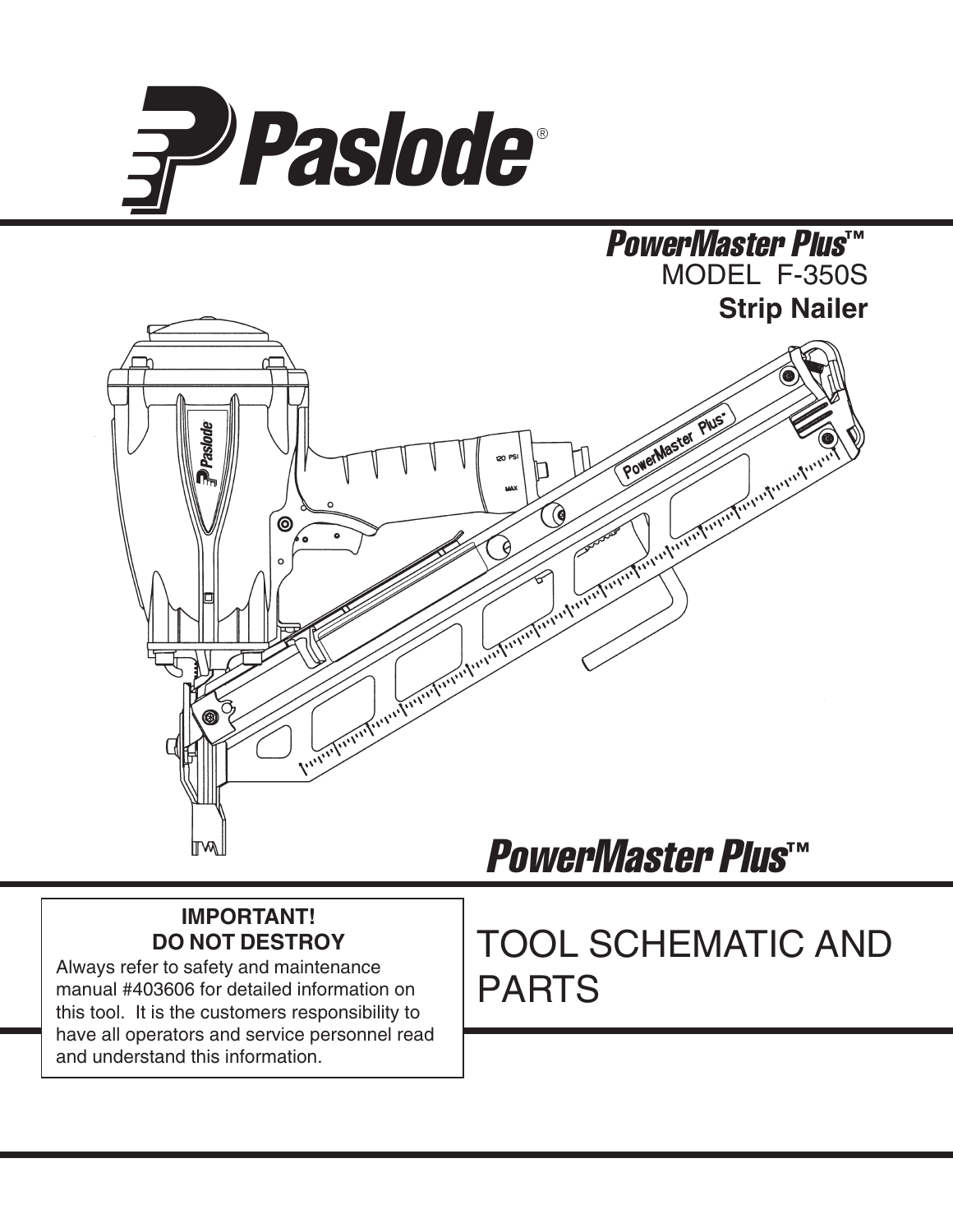# Paslode®

## PowerMaster Plus™

MODEL F-350S

**Strip Nailer**

PowerMaster Plus™

**IMPORTANT!**
**DO NOT DESTROY**

Always refer to safety and maintenance manual #403606 for detailed information on this tool. It is the customers responsibility to have all operators and service personnel read and understand this information.

# TOOL SCHEMATIC AND PARTS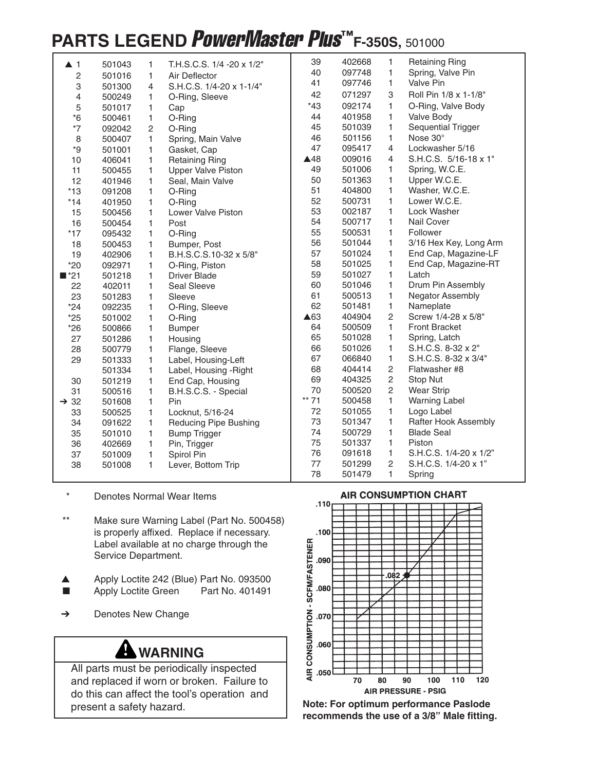# PARTS LEGEND *PowerMaster Plus*™ F-350S, 501000

| Ref | Part No. | Qty | Description |
|---|---|---|---|
| ▲ 1 | 501043 | 1 | T.H.S.C.S. 1/4 -20 x 1/2" |
| 2 | 501016 | 1 | Air Deflector |
| 3 | 501300 | 4 | S.H.C.S. 1/4-20 x 1-1/4" |
| 4 | 500249 | 1 | O-Ring, Sleeve |
| 5 | 501017 | 1 | Cap |
| *6 | 500461 | 1 | O-Ring |
| *7 | 092042 | 2 | O-Ring |
| 8 | 500407 | 1 | Spring, Main Valve |
| *9 | 501001 | 1 | Gasket, Cap |
| 10 | 406041 | 1 | Retaining Ring |
| 11 | 500455 | 1 | Upper Valve Piston |
| 12 | 401946 | 1 | Seal, Main Valve |
| *13 | 091208 | 1 | O-Ring |
| *14 | 401950 | 1 | O-Ring |
| 15 | 500456 | 1 | Lower Valve Piston |
| 16 | 500454 | 1 | Post |
| *17 | 095432 | 1 | O-Ring |
| 18 | 500453 | 1 | Bumper, Post |
| 19 | 402906 | 1 | B.H.S.C.S.10-32 x 5/8" |
| *20 | 092971 | 1 | O-Ring, Piston |
| ■*21 | 501218 | 1 | Driver Blade |
| 22 | 402011 | 1 | Seal Sleeve |
| 23 | 501283 | 1 | Sleeve |
| *24 | 092235 | 1 | O-Ring, Sleeve |
| *25 | 501002 | 1 | O-Ring |
| *26 | 500866 | 1 | Bumper |
| 27 | 501286 | 1 | Housing |
| 28 | 500779 | 1 | Flange, Sleeve |
| 29 | 501333 | 1 | Label, Housing-Left |
|  | 501334 | 1 | Label, Housing -Right |
| 30 | 501219 | 1 | End Cap, Housing |
| 31 | 500516 | 1 | B.H.S.C.S. - Special |
| ➔ 32 | 501608 | 1 | Pin |
| 33 | 500525 | 1 | Locknut, 5/16-24 |
| 34 | 091622 | 1 | Reducing Pipe Bushing |
| 35 | 501010 | 1 | Bump Trigger |
| 36 | 402669 | 1 | Pin, Trigger |
| 37 | 501009 | 1 | Spirol Pin |
| 38 | 501008 | 1 | Lever, Bottom Trip |
| 39 | 402668 | 1 | Retaining Ring |
| 40 | 097748 | 1 | Spring, Valve Pin |
| 41 | 097746 | 1 | Valve Pin |
| 42 | 071297 | 3 | Roll Pin 1/8 x 1-1/8" |
| *43 | 092174 | 1 | O-Ring, Valve Body |
| 44 | 401958 | 1 | Valve Body |
| 45 | 501039 | 1 | Sequential Trigger |
| 46 | 501156 | 1 | Nose 30° |
| 47 | 095417 | 4 | Lockwasher 5/16 |
| ▲48 | 009016 | 4 | S.H.C.S. 5/16-18 x 1" |
| 49 | 501006 | 1 | Spring, W.C.E. |
| 50 | 501363 | 1 | Upper W.C.E. |
| 51 | 404800 | 1 | Washer, W.C.E. |
| 52 | 500731 | 1 | Lower W.C.E. |
| 53 | 002187 | 1 | Lock Washer |
| 54 | 500717 | 1 | Nail Cover |
| 55 | 500531 | 1 | Follower |
| 56 | 501044 | 1 | 3/16 Hex Key, Long Arm |
| 57 | 501024 | 1 | End Cap, Magazine-LF |
| 58 | 501025 | 1 | End Cap, Magazine-RT |
| 59 | 501027 | 1 | Latch |
| 60 | 501046 | 1 | Drum Pin Assembly |
| 61 | 500513 | 1 | Negator Assembly |
| 62 | 501481 | 1 | Nameplate |
| ▲63 | 404904 | 2 | Screw 1/4-28 x 5/8" |
| 64 | 500509 | 1 | Front Bracket |
| 65 | 501028 | 1 | Spring, Latch |
| 66 | 501026 | 1 | S.H.C.S. 8-32 x 2" |
| 67 | 066840 | 1 | S.H.C.S. 8-32 x 3/4" |
| 68 | 404414 | 2 | Flatwasher #8 |
| 69 | 404325 | 2 | Stop Nut |
| 70 | 500520 | 2 | Wear Strip |
| ** 71 | 500458 | 1 | Warning Label |
| 72 | 501055 | 1 | Logo Label |
| 73 | 501347 | 1 | Rafter Hook Assembly |
| 74 | 500729 | 1 | Blade Seal |
| 75 | 501337 | 1 | Piston |
| 76 | 091618 | 1 | S.H.C.S. 1/4-20 x 1/2" |
| 77 | 501299 | 2 | S.H.C.S. 1/4-20 x 1" |
| 78 | 501479 | 1 | Spring |

\* Denotes Normal Wear Items

\*\* Make sure Warning Label (Part No. 500458) is properly affixed. Replace if necessary. Label available at no charge through the Service Department.

▲ Apply Loctite 242 (Blue) Part No. 093500

■ Apply Loctite Green Part No. 401491

➔ Denotes New Change

## ⚠ WARNING

All parts must be periodically inspected and replaced if worn or broken. Failure to do this can affect the tool's operation and present a safety hazard.

**AIR CONSUMPTION CHART**

AIR CONSUMPTION - SCFM/FASTENER (.050 – .110) vs. AIR PRESSURE - PSIG (70 – 120); marked point: .082 at 90 PSIG

**Note: For optimum performance Paslode recommends the use of a 3/8" Male fitting.**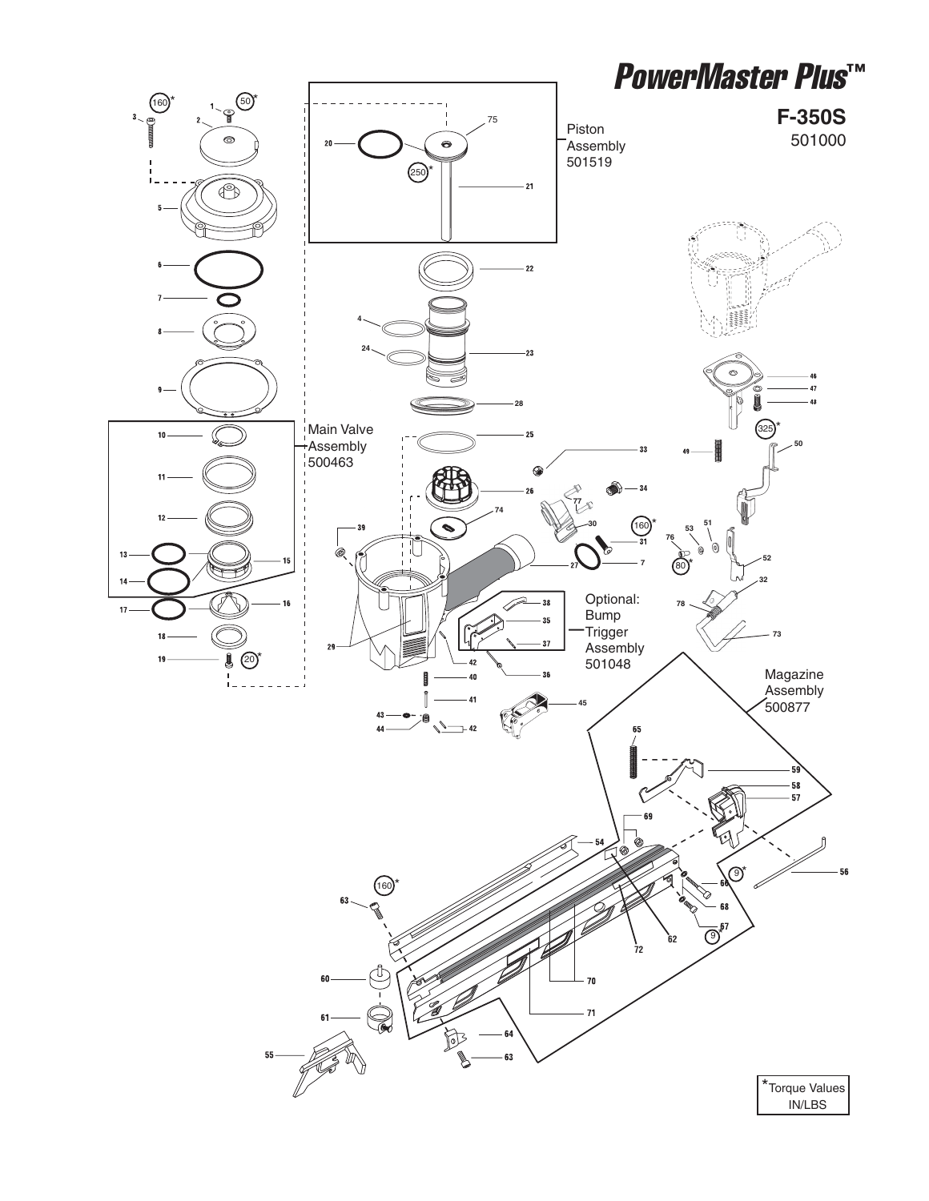# PowerMaster Plus™

**F-350S**
501000

Piston Assembly 501519

Main Valve Assembly 500463

Optional: Bump Trigger Assembly 501048

Magazine Assembly 500877

*Torque Values IN/LBS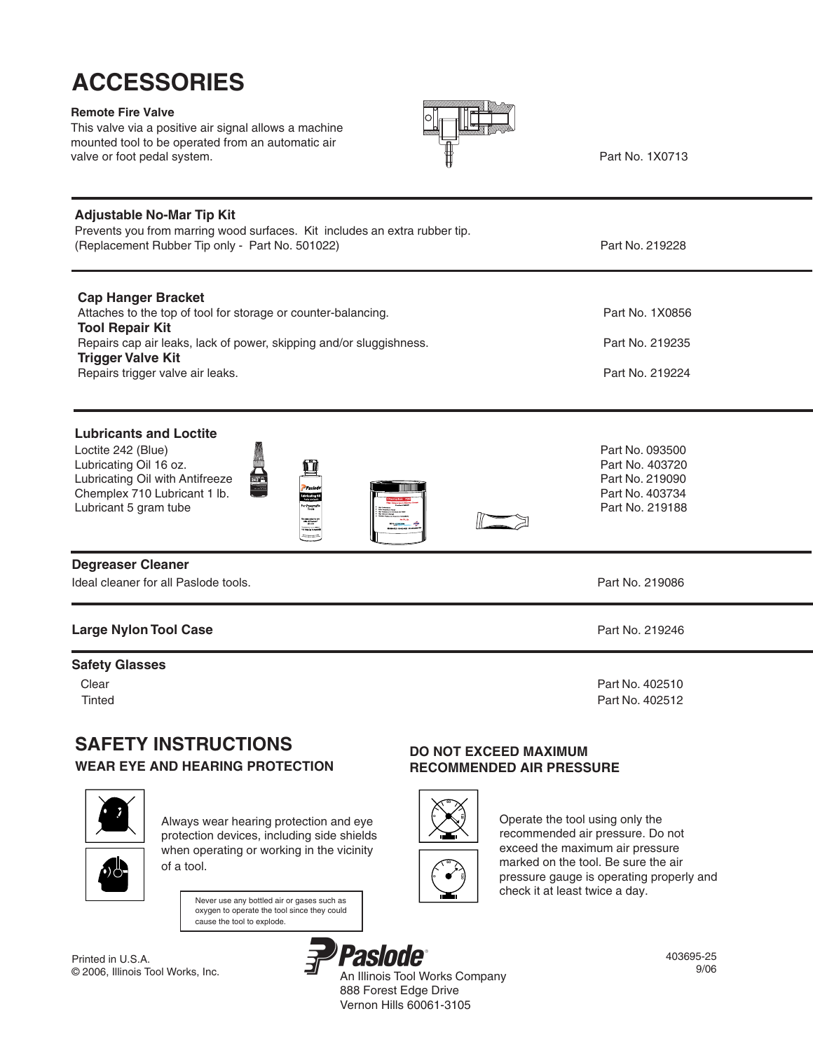# ACCESSORIES

**Remote Fire Valve**
This valve via a positive air signal allows a machine mounted tool to be operated from an automatic air valve or foot pedal system. Part No. 1X0713

**Adjustable No-Mar Tip Kit**
Prevents you from marring wood surfaces. Kit includes an extra rubber tip.
(Replacement Rubber Tip only - Part No. 501022) Part No. 219228

**Cap Hanger Bracket**
Attaches to the top of tool for storage or counter-balancing. Part No. 1X0856

**Tool Repair Kit**
Repairs cap air leaks, lack of power, skipping and/or sluggishness. Part No. 219235

**Trigger Valve Kit**
Repairs trigger valve air leaks. Part No. 219224

**Lubricants and Loctite**

| | |
|---|---|
| Loctite 242 (Blue) | Part No. 093500 |
| Lubricating Oil 16 oz. | Part No. 403720 |
| Lubricating Oil with Antifreeze | Part No. 219090 |
| Chemplex 710 Lubricant 1 lb. | Part No. 403734 |
| Lubricant 5 gram tube | Part No. 219188 |

**Degreaser Cleaner**
Ideal cleaner for all Paslode tools. Part No. 219086

**Large Nylon Tool Case** Part No. 219246

**Safety Glasses**

| | |
|---|---|
| Clear | Part No. 402510 |
| Tinted | Part No. 402512 |

## SAFETY INSTRUCTIONS

### WEAR EYE AND HEARING PROTECTION

Always wear hearing protection and eye protection devices, including side shields when operating or working in the vicinity of a tool.

Never use any bottled air or gases such as oxygen to operate the tool since they could cause the tool to explode.

### DO NOT EXCEED MAXIMUM RECOMMENDED AIR PRESSURE

Operate the tool using only the recommended air pressure. Do not exceed the maximum air pressure marked on the tool. Be sure the air pressure gauge is operating properly and check it at least twice a day.

Printed in U.S.A.
© 2006, Illinois Tool Works, Inc.

Paslode®
An Illinois Tool Works Company
888 Forest Edge Drive
Vernon Hills 60061-3105

403695-25
9/06